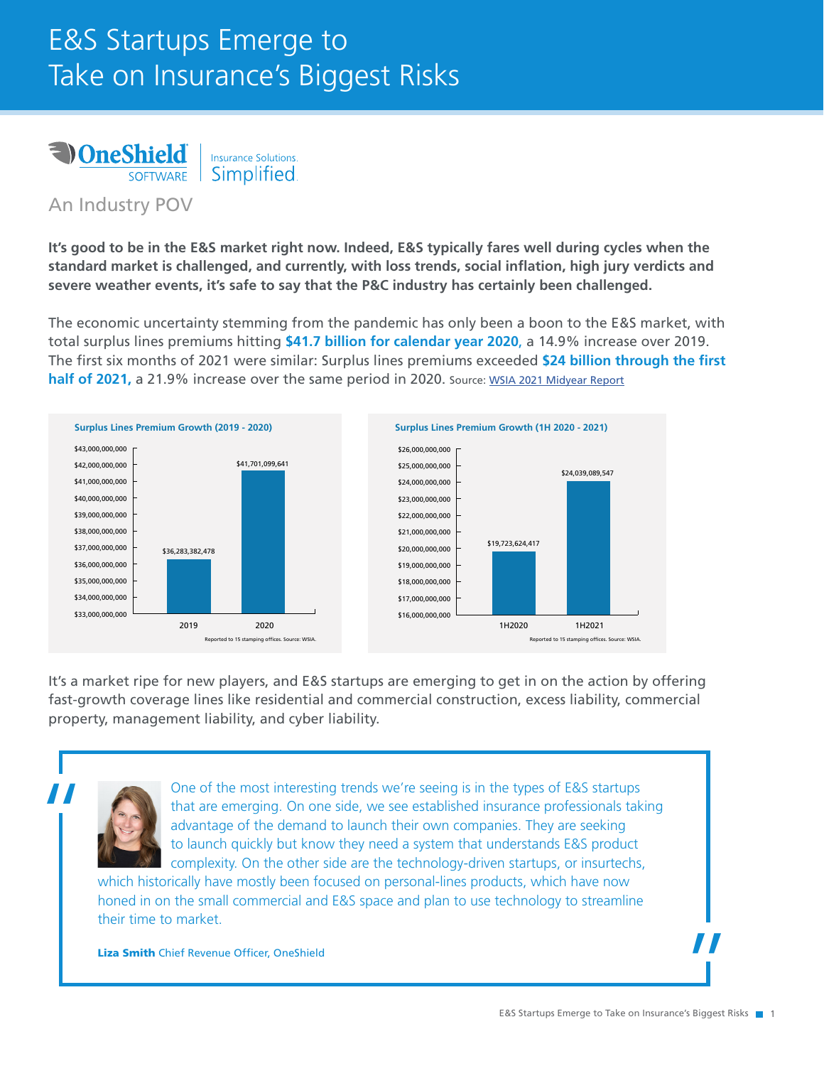# E&S Startups Emerge to Take on Insurance's Biggest Risks

OneShield SOFTWARE | Insurance Solutions. Simplified.

## An Industry POV

**It's good to be in the E&S market right now. Indeed, E&S typically fares well during cycles when the standard market is challenged, and currently, with loss trends, social inflation, high jury verdicts and severe weather events, it's safe to say that the P&C industry has certainly been challenged.**

The economic uncertainty stemming from the pandemic has only been a boon to the E&S market, with total surplus lines premiums hitting **$41.7 billion for calendar year 2020**, a 14.9% increase over 2019. The first six months of 2021 were similar: Surplus lines premiums exceeded **$24 billion through the first half of 2021**, a 21.9% increase over the same period in 2020. Source: WSIA 2021 Midyear Report

**Surplus Lines Premium Growth (2019 - 2020)**

| Year | Premium |
|---|---|
| 2019 | $36,283,382,478 |
| 2020 | $41,701,099,641 |

Reported to 15 stamping offices. Source: WSIA.

**Surplus Lines Premium Growth (1H 2020 - 2021)**

| Period | Premium |
|---|---|
| 1H2020 | $19,723,624,417 |
| 1H2021 | $24,039,089,547 |

Reported to 15 stamping offices. Source: WSIA.

It's a market ripe for new players, and E&S startups are emerging to get in on the action by offering fast-growth coverage lines like residential and commercial construction, excess liability, commercial property, management liability, and cyber liability.

> "One of the most interesting trends we're seeing is in the types of E&S startups that are emerging. On one side, we see established insurance professionals taking advantage of the demand to launch their own companies. They are seeking to launch quickly but know they need a system that understands E&S product complexity. On the other side are the technology-driven startups, or insurtechs, which historically have mostly been focused on personal-lines products, which have now honed in on the small commercial and E&S space and plan to use technology to streamline their time to market."
>
> **Liza Smith** Chief Revenue Officer, OneShield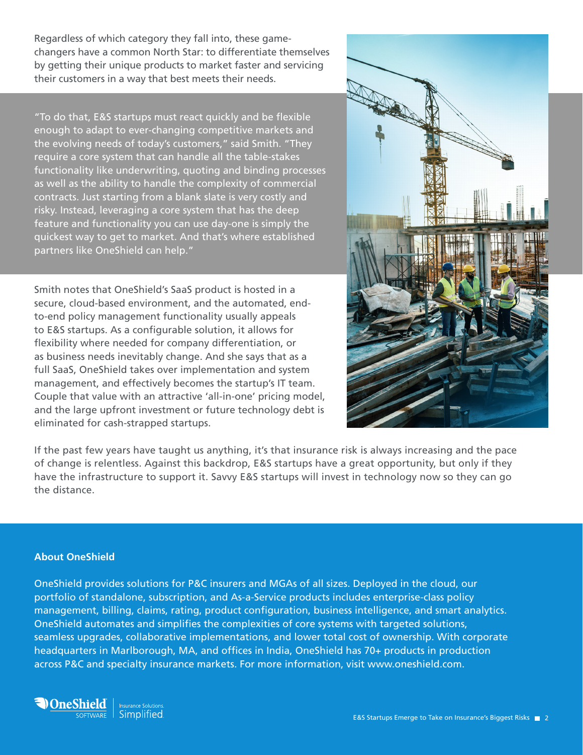Regardless of which category they fall into, these game-changers have a common North Star: to differentiate themselves by getting their unique products to market faster and servicing their customers in a way that best meets their needs.

"To do that, E&S startups must react quickly and be flexible enough to adapt to ever-changing competitive markets and the evolving needs of today's customers," said Smith. "They require a core system that can handle all the table-stakes functionality like underwriting, quoting and binding processes as well as the ability to handle the complexity of commercial contracts. Just starting from a blank slate is very costly and risky. Instead, leveraging a core system that has the deep feature and functionality you can use day-one is simply the quickest way to get to market. And that's where established partners like OneShield can help."

Smith notes that OneShield's SaaS product is hosted in a secure, cloud-based environment, and the automated, end-to-end policy management functionality usually appeals to E&S startups. As a configurable solution, it allows for flexibility where needed for company differentiation, or as business needs inevitably change. And she says that as a full SaaS, OneShield takes over implementation and system management, and effectively becomes the startup's IT team. Couple that value with an attractive 'all-in-one' pricing model, and the large upfront investment or future technology debt is eliminated for cash-strapped startups.

If the past few years have taught us anything, it's that insurance risk is always increasing and the pace of change is relentless. Against this backdrop, E&S startups have a great opportunity, but only if they have the infrastructure to support it. Savvy E&S startups will invest in technology now so they can go the distance.

**About OneShield**

OneShield provides solutions for P&C insurers and MGAs of all sizes. Deployed in the cloud, our portfolio of standalone, subscription, and As-a-Service products includes enterprise-class policy management, billing, claims, rating, product configuration, business intelligence, and smart analytics. OneShield automates and simplifies the complexities of core systems with targeted solutions, seamless upgrades, collaborative implementations, and lower total cost of ownership. With corporate headquarters in Marlborough, MA, and offices in India, OneShield has 70+ products in production across P&C and specialty insurance markets. For more information, visit www.oneshield.com.

OneShield SOFTWARE | Insurance Solutions. Simplified.